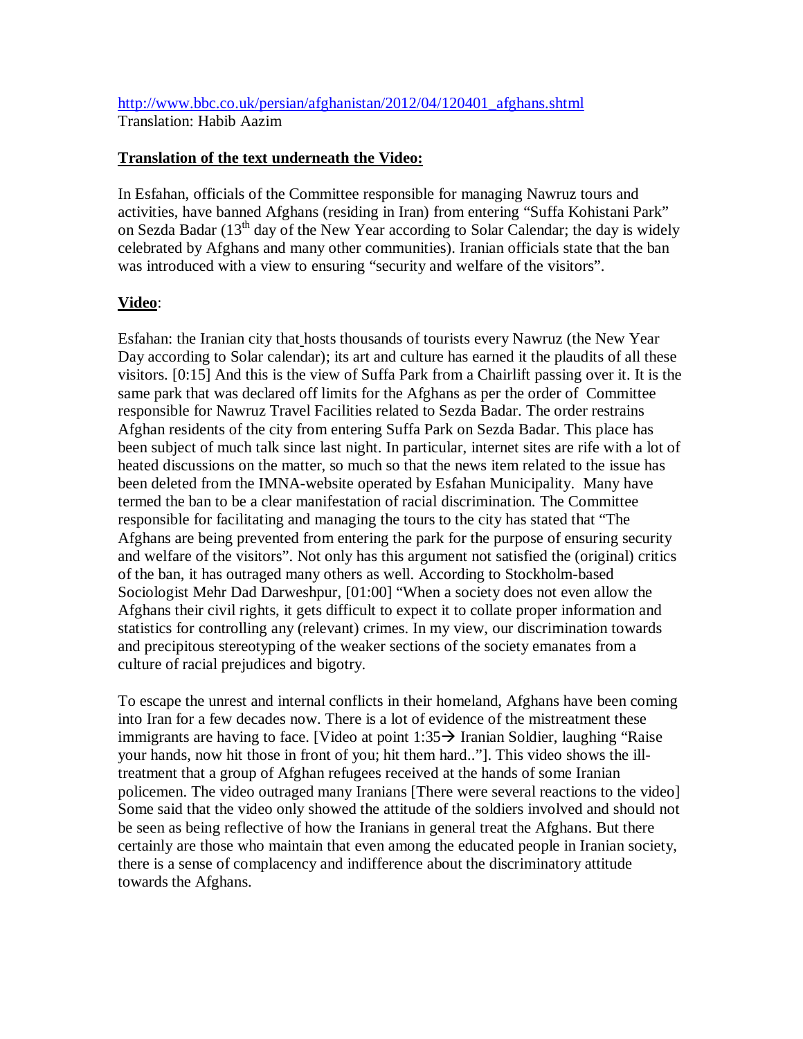http://www.bbc.co.uk/persian/afghanistan/2012/04/120401_afghans.shtml
Translation: Habib Aazim

**Translation of the text underneath the Video:**

In Esfahan, officials of the Committee responsible for managing Nawruz tours and activities, have banned Afghans (residing in Iran) from entering "Suffa Kohistani Park" on Sezda Badar (13th day of the New Year according to Solar Calendar; the day is widely celebrated by Afghans and many other communities). Iranian officials state that the ban was introduced with a view to ensuring "security and welfare of the visitors".

**Video**:

Esfahan: the Iranian city that hosts thousands of tourists every Nawruz (the New Year Day according to Solar calendar); its art and culture has earned it the plaudits of all these visitors. [0:15] And this is the view of Suffa Park from a Chairlift passing over it. It is the same park that was declared off limits for the Afghans as per the order of Committee responsible for Nawruz Travel Facilities related to Sezda Badar. The order restrains Afghan residents of the city from entering Suffa Park on Sezda Badar. This place has been subject of much talk since last night. In particular, internet sites are rife with a lot of heated discussions on the matter, so much so that the news item related to the issue has been deleted from the IMNA-website operated by Esfahan Municipality. Many have termed the ban to be a clear manifestation of racial discrimination. The Committee responsible for facilitating and managing the tours to the city has stated that "The Afghans are being prevented from entering the park for the purpose of ensuring security and welfare of the visitors". Not only has this argument not satisfied the (original) critics of the ban, it has outraged many others as well. According to Stockholm-based Sociologist Mehr Dad Darweshpur, [01:00] "When a society does not even allow the Afghans their civil rights, it gets difficult to expect it to collate proper information and statistics for controlling any (relevant) crimes. In my view, our discrimination towards and precipitous stereotyping of the weaker sections of the society emanates from a culture of racial prejudices and bigotry.

To escape the unrest and internal conflicts in their homeland, Afghans have been coming into Iran for a few decades now. There is a lot of evidence of the mistreatment these immigrants are having to face. [Video at point 1:35→ Iranian Soldier, laughing "Raise your hands, now hit those in front of you; hit them hard.."]. This video shows the ill-treatment that a group of Afghan refugees received at the hands of some Iranian policemen. The video outraged many Iranians [There were several reactions to the video] Some said that the video only showed the attitude of the soldiers involved and should not be seen as being reflective of how the Iranians in general treat the Afghans. But there certainly are those who maintain that even among the educated people in Iranian society, there is a sense of complacency and indifference about the discriminatory attitude towards the Afghans.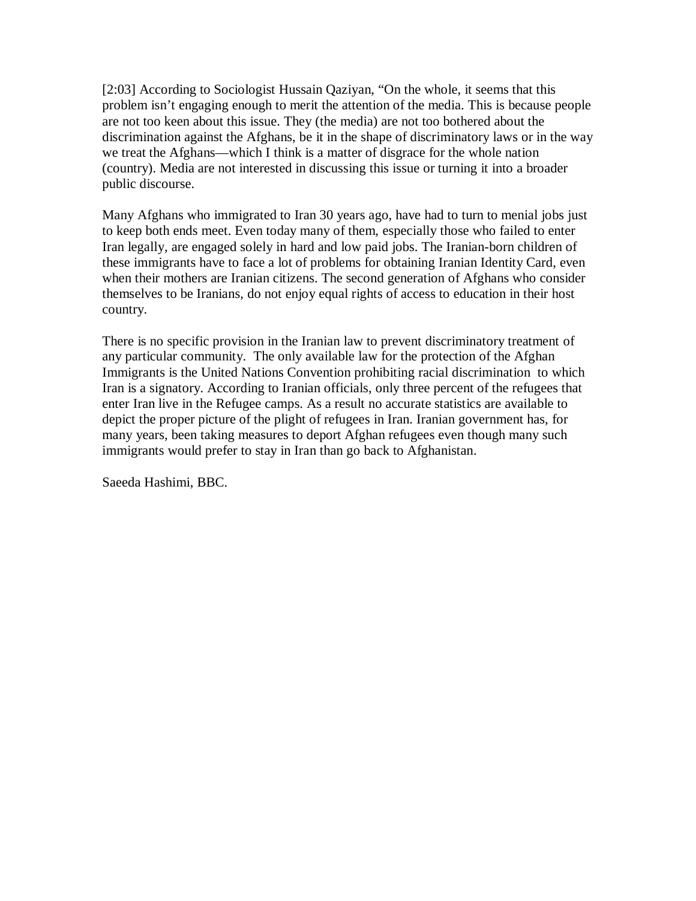[2:03] According to Sociologist Hussain Qaziyan, "On the whole, it seems that this problem isn't engaging enough to merit the attention of the media. This is because people are not too keen about this issue. They (the media) are not too bothered about the discrimination against the Afghans, be it in the shape of discriminatory laws or in the way we treat the Afghans—which I think is a matter of disgrace for the whole nation (country). Media are not interested in discussing this issue or turning it into a broader public discourse.

Many Afghans who immigrated to Iran 30 years ago, have had to turn to menial jobs just to keep both ends meet. Even today many of them, especially those who failed to enter Iran legally, are engaged solely in hard and low paid jobs. The Iranian-born children of these immigrants have to face a lot of problems for obtaining Iranian Identity Card, even when their mothers are Iranian citizens. The second generation of Afghans who consider themselves to be Iranians, do not enjoy equal rights of access to education in their host country.

There is no specific provision in the Iranian law to prevent discriminatory treatment of any particular community. The only available law for the protection of the Afghan Immigrants is the United Nations Convention prohibiting racial discrimination to which Iran is a signatory. According to Iranian officials, only three percent of the refugees that enter Iran live in the Refugee camps. As a result no accurate statistics are available to depict the proper picture of the plight of refugees in Iran. Iranian government has, for many years, been taking measures to deport Afghan refugees even though many such immigrants would prefer to stay in Iran than go back to Afghanistan.

Saeeda Hashimi, BBC.